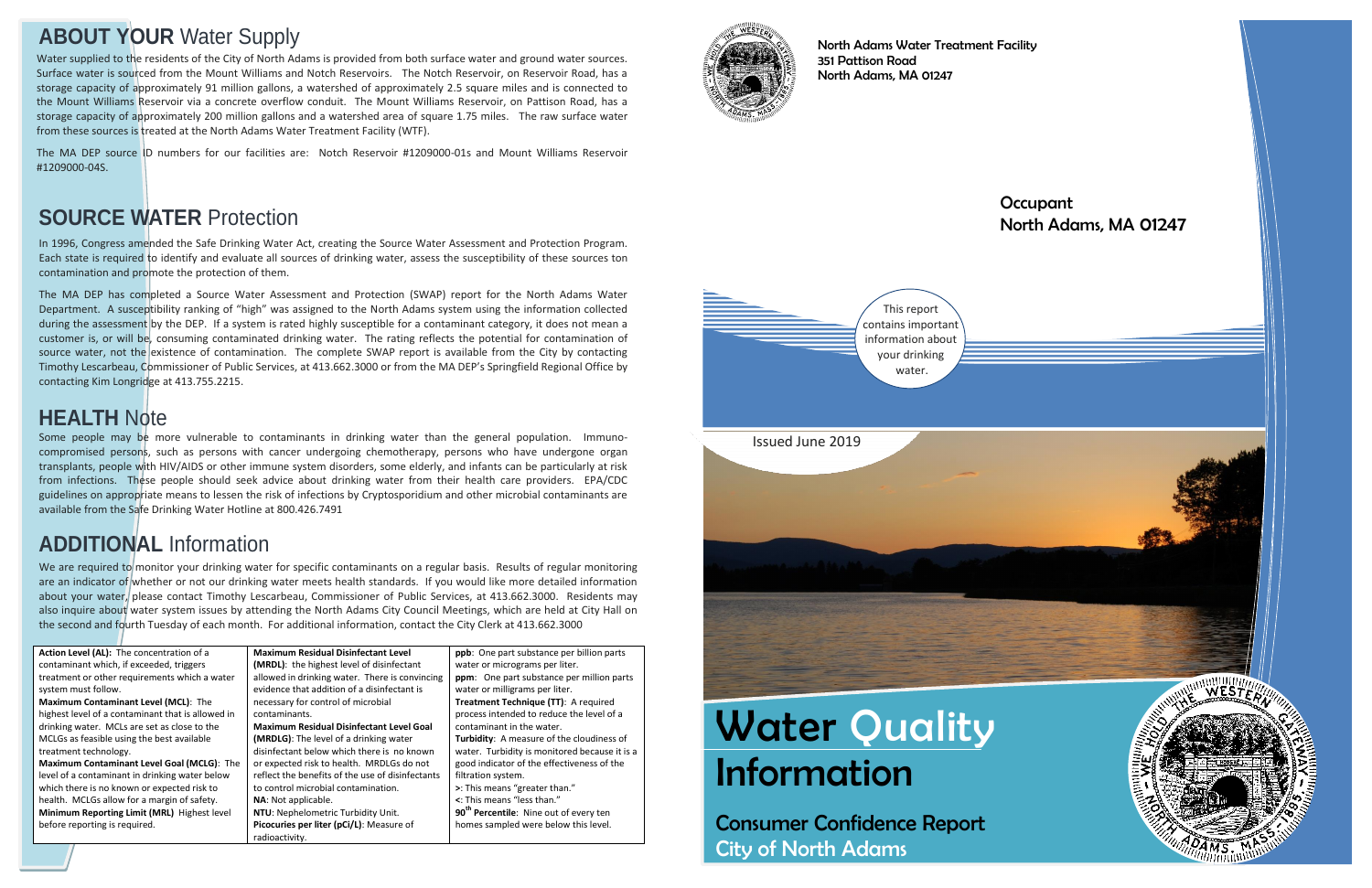## ABOUT YOUR Water Supply

Water supplied to the residents of the City of North Adams is provided from both surface water and ground water sources. Surface water is sourced from the Mount Williams and Notch Reservoirs. The Notch Reservoir, on Reservoir Road, has a storage capacity of approximately 91 million gallons, a watershed of approximately 2.5 square miles and is connected to the Mount Williams Reservoir via a concrete overflow conduit. The Mount Williams Reservoir, on Pattison Road, has a storage capacity of approximately 200 million gallons and a watershed area of square 1.75 miles. The raw surface water from these sources is treated at the North Adams Water Treatment Facility (WTF).

The MA DEP source ID numbers for our facilities are: Notch Reservoir #1209000-01s and Mount Williams Reservoir #1209000-04S.

## SOURCE WATER Protection

In 1996, Congress amended the Safe Drinking Water Act, creating the Source Water Assessment and Protection Program. Each state is required to identify and evaluate all sources of drinking water, assess the susceptibility of these sources ton contamination and promote the protection of them.

The MA DEP has completed a Source Water Assessment and Protection (SWAP) report for the North Adams Water Department. A susceptibility ranking of "high" was assigned to the North Adams system using the information collected during the assessment by the DEP. If a system is rated highly susceptible for a contaminant category, it does not mean a customer is, or will be, consuming contaminated drinking water. The rating reflects the potential for contamination of source water, not the existence of contamination. The complete SWAP report is available from the City by contacting Timothy Lescarbeau, Commissioner of Public Services, at 413.662.3000 or from the MA DEP's Springfield Regional Office by contacting Kim Longridge at 413.755.2215.

## HEALTH Note

Some people may be more vulnerable to contaminants in drinking water than the general population. Immuno-compromised persons, such as persons with cancer undergoing chemotherapy, persons who have undergone organ transplants, people with HIV/AIDS or other immune system disorders, some elderly, and infants can be particularly at risk from infections. These people should seek advice about drinking water from their health care providers. EPA/CDC guidelines on appropriate means to lessen the risk of infections by Cryptosporidium and other microbial contaminants are available from the Safe Drinking Water Hotline at 800.426.7491

## ADDITIONAL Information

We are required to monitor your drinking water for specific contaminants on a regular basis. Results of regular monitoring are an indicator of whether or not our drinking water meets health standards. If you would like more detailed information about your water, please contact Timothy Lescarbeau, Commissioner of Public Services, at 413.662.3000. Residents may also inquire about water system issues by attending the North Adams City Council Meetings, which are held at City Hall on the second and fourth Tuesday of each month. For additional information, contact the City Clerk at 413.662.3000

**Action Level (AL):** The concentration of a contaminant which, if exceeded, triggers treatment or other requirements which a water system must follow.

**Maximum Contaminant Level (MCL)**: The highest level of a contaminant that is allowed in drinking water. MCLs are set as close to the MCLGs as feasible using the best available treatment technology.

**Maximum Contaminant Level Goal (MCLG)**: The level of a contaminant in drinking water below which there is no known or expected risk to health. MCLGs allow for a margin of safety.

**Minimum Reporting Limit (MRL)** Highest level before reporting is required.

**Maximum Residual Disinfectant Level (MRDL)**: the highest level of disinfectant allowed in drinking water. There is convincing evidence that addition of a disinfectant is necessary for control of microbial contaminants.

**Maximum Residual Disinfectant Level Goal (MRDLG)**: The level of a drinking water disinfectant below which there is no known or expected risk to health. MRDLGs do not reflect the benefits of the use of disinfectants to control microbial contamination.

**NA**: Not applicable.

**NTU**: Nephelometric Turbidity Unit.

**Picocuries per liter (pCi/L)**: Measure of radioactivity.

**ppb**: One part substance per billion parts water or micrograms per liter.

**ppm**: One part substance per million parts water or milligrams per liter.

**Treatment Technique (TT)**: A required process intended to reduce the level of a contaminant in the water.

**Turbidity**: A measure of the cloudiness of water. Turbidity is monitored because it is a good indicator of the effectiveness of the filtration system.

**>**: This means "greater than."

**<**: This means "less than."

**90th Percentile**: Nine out of every ten homes sampled were below this level.

North Adams Water Treatment Facility
351 Pattison Road
North Adams, MA 01247

Occupant
North Adams, MA 01247

This report contains important information about your drinking water.

Issued June 2019

# Water Quality Information

## Consumer Confidence Report
## City of North Adams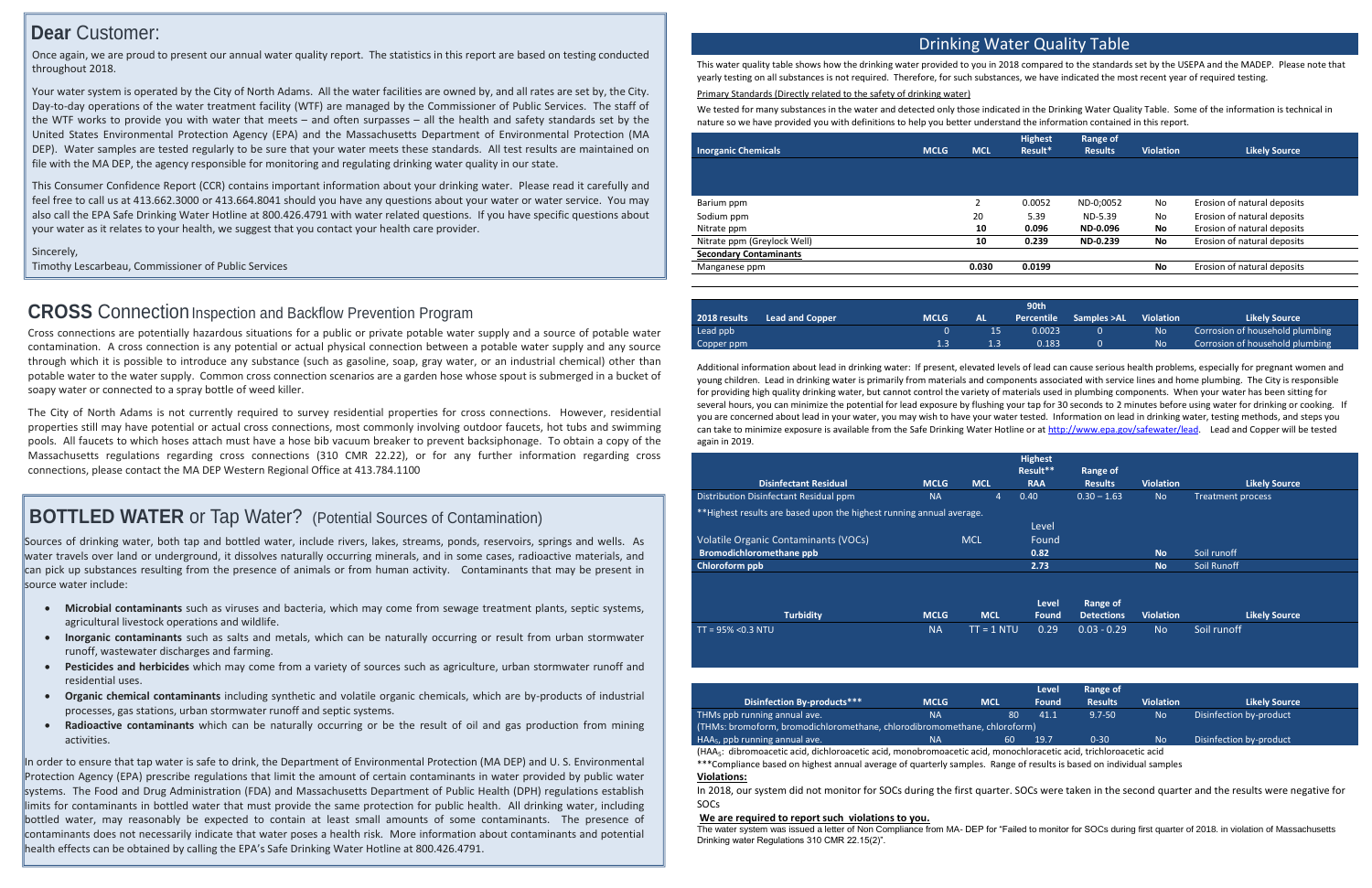## Dear Customer:

Once again, we are proud to present our annual water quality report. The statistics in this report are based on testing conducted throughout 2018.

Your water system is operated by the City of North Adams. All the water facilities are owned by, and all rates are set by, the City. Day-to-day operations of the water treatment facility (WTF) are managed by the Commissioner of Public Services. The staff of the WTF works to provide you with water that meets – and often surpasses – all the health and safety standards set by the United States Environmental Protection Agency (EPA) and the Massachusetts Department of Environmental Protection (MA DEP). Water samples are tested regularly to be sure that your water meets these standards. All test results are maintained on file with the MA DEP, the agency responsible for monitoring and regulating drinking water quality in our state.

This Consumer Confidence Report (CCR) contains important information about your drinking water. Please read it carefully and feel free to call us at 413.662.3000 or 413.664.8041 should you have any questions about your water or water service. You may also call the EPA Safe Drinking Water Hotline at 800.426.4791 with water related questions. If you have specific questions about your water as it relates to your health, we suggest that you contact your health care provider.

Sincerely,
Timothy Lescarbeau, Commissioner of Public Services

## CROSS Connection Inspection and Backflow Prevention Program

Cross connections are potentially hazardous situations for a public or private potable water supply and a source of potable water contamination. A cross connection is any potential or actual physical connection between a potable water supply and any source through which it is possible to introduce any substance (such as gasoline, soap, gray water, or an industrial chemical) other than potable water to the water supply. Common cross connection scenarios are a garden hose whose spout is submerged in a bucket of soapy water or connected to a spray bottle of weed killer.

The City of North Adams is not currently required to survey residential properties for cross connections. However, residential properties still may have potential or actual cross connections, most commonly involving outdoor faucets, hot tubs and swimming pools. All faucets to which hoses attach must have a hose bib vacuum breaker to prevent backsiphonage. To obtain a copy of the Massachusetts regulations regarding cross connections (310 CMR 22.22), or for any further information regarding cross connections, please contact the MA DEP Western Regional Office at 413.784.1100

## BOTTLED WATER or Tap Water? (Potential Sources of Contamination)

Sources of drinking water, both tap and bottled water, include rivers, lakes, streams, ponds, reservoirs, springs and wells. As water travels over land or underground, it dissolves naturally occurring minerals, and in some cases, radioactive materials, and can pick up substances resulting from the presence of animals or from human activity. Contaminants that may be present in source water include:

- **Microbial contaminants** such as viruses and bacteria, which may come from sewage treatment plants, septic systems, agricultural livestock operations and wildlife.
- **Inorganic contaminants** such as salts and metals, which can be naturally occurring or result from urban stormwater runoff, wastewater discharges and farming.
- **Pesticides and herbicides** which may come from a variety of sources such as agriculture, urban stormwater runoff and residential uses.
- **Organic chemical contaminants** including synthetic and volatile organic chemicals, which are by-products of industrial processes, gas stations, urban stormwater runoff and septic systems.
- **Radioactive contaminants** which can be naturally occurring or be the result of oil and gas production from mining activities.

In order to ensure that tap water is safe to drink, the Department of Environmental Protection (MA DEP) and U. S. Environmental Protection Agency (EPA) prescribe regulations that limit the amount of certain contaminants in water provided by public water systems. The Food and Drug Administration (FDA) and Massachusetts Department of Public Health (DPH) regulations establish limits for contaminants in bottled water that must provide the same protection for public health. All drinking water, including bottled water, may reasonably be expected to contain at least small amounts of some contaminants. The presence of contaminants does not necessarily indicate that water poses a health risk. More information about contaminants and potential health effects can be obtained by calling the EPA's Safe Drinking Water Hotline at 800.426.4791.

## Drinking Water Quality Table

This water quality table shows how the drinking water provided to you in 2018 compared to the standards set by the USEPA and the MADEP. Please note that yearly testing on all substances is not required. Therefore, for such substances, we have indicated the most recent year of required testing.

Primary Standards (Directly related to the safety of drinking water)

We tested for many substances in the water and detected only those indicated in the Drinking Water Quality Table. Some of the information is technical in nature so we have provided you with definitions to help you better understand the information contained in this report.

| Inorganic Chemicals | MCLG | MCL | Highest Result* | Range of Results | Violation | Likely Source |
|---|---|---|---|---|---|---|
| Barium ppm | | 2 | 0.0052 | ND-0;0052 | No | Erosion of natural deposits |
| Sodium ppm | | 20 | 5.39 | ND-5.39 | No | Erosion of natural deposits |
| Nitrate ppm | | **10** | **0.096** | **ND-0.096** | **No** | Erosion of natural deposits |
| Nitrate ppm (Greylock Well) | | **10** | **0.239** | **ND-0.239** | **No** | Erosion of natural deposits |
| **Secondary Contaminants** | | | | | | |
| Manganese ppm | | **0.030** | **0.0199** | | **No** | Erosion of natural deposits |

| 2018 results Lead and Copper | MCLG | AL | 90th Percentile | Samples >AL | Violation | Likely Source |
|---|---|---|---|---|---|---|
| Lead ppb | 0 | 15 | 0.0023 | 0 | No | Corrosion of household plumbing |
| Copper ppm | 1.3 | 1.3 | 0.183 | 0 | No | Corrosion of household plumbing |

Additional information about lead in drinking water: If present, elevated levels of lead can cause serious health problems, especially for pregnant women and young children. Lead in drinking water is primarily from materials and components associated with service lines and home plumbing. The City is responsible for providing high quality drinking water, but cannot control the variety of materials used in plumbing components. When your water has been sitting for several hours, you can minimize the potential for lead exposure by flushing your tap for 30 seconds to 2 minutes before using water for drinking or cooking. If you are concerned about lead in your water, you may wish to have your water tested. Information on lead in drinking water, testing methods, and steps you can take to minimize exposure is available from the Safe Drinking Water Hotline or at http://www.epa.gov/safewater/lead. Lead and Copper will be tested again in 2019.

| Disinfectant Residual | MCLG | MCL | Highest Result** RAA | Range of Results | Violation | Likely Source |
|---|---|---|---|---|---|---|
| Distribution Disinfectant Residual ppm | NA | 4 | 0.40 | 0.30 – 1.63 | No | Treatment process |

**Highest results are based upon the highest running annual average.

| Volatile Organic Contaminants (VOCs) | MCL | Level Found | Violation | Likely Source |
|---|---|---|---|---|
| **Bromodichloromethane ppb** | | **0.82** | **No** | Soil runoff |
| **Chloroform ppb** | | **2.73** | **No** | Soil Runoff |

| Turbidity | MCLG | MCL | Level Found | Range of Detections | Violation | Likely Source |
|---|---|---|---|---|---|---|
| TT = 95% <0.3 NTU | NA | TT = 1 NTU | 0.29 | 0.03 - 0.29 | No | Soil runoff |

| Disinfection By-products*** | MCLG | MCL | Level Found | Range of Results | Violation | Likely Source |
|---|---|---|---|---|---|---|
| THMs ppb running annual ave. | NA | 80 | 41.1 | 9.7-50 | No | Disinfection by-product |
| (THMs: bromoform, bromodichloromethane, chlorodibromomethane, chloroform) | | | | | | |
| $HAA_5$, ppb running annual ave. | NA | 60 | 19.7 | 0-30 | No | Disinfection by-product |

($HAA_5$: dibromoacetic acid, dichloroacetic acid, monobromoacetic acid, monochloracetic acid, trichloroacetic acid

***Compliance based on highest annual average of quarterly samples. Range of results is based on individual samples

**Violations:**

In 2018, our system did not monitor for SOCs during the first quarter. SOCs were taken in the second quarter and the results were negative for SOCs

**We are required to report such violations to you.**

The water system was issued a letter of Non Compliance from MA- DEP for "Failed to monitor for SOCs during first quarter of 2018. in violation of Massachusetts Drinking water Regulations 310 CMR 22.15(2)".